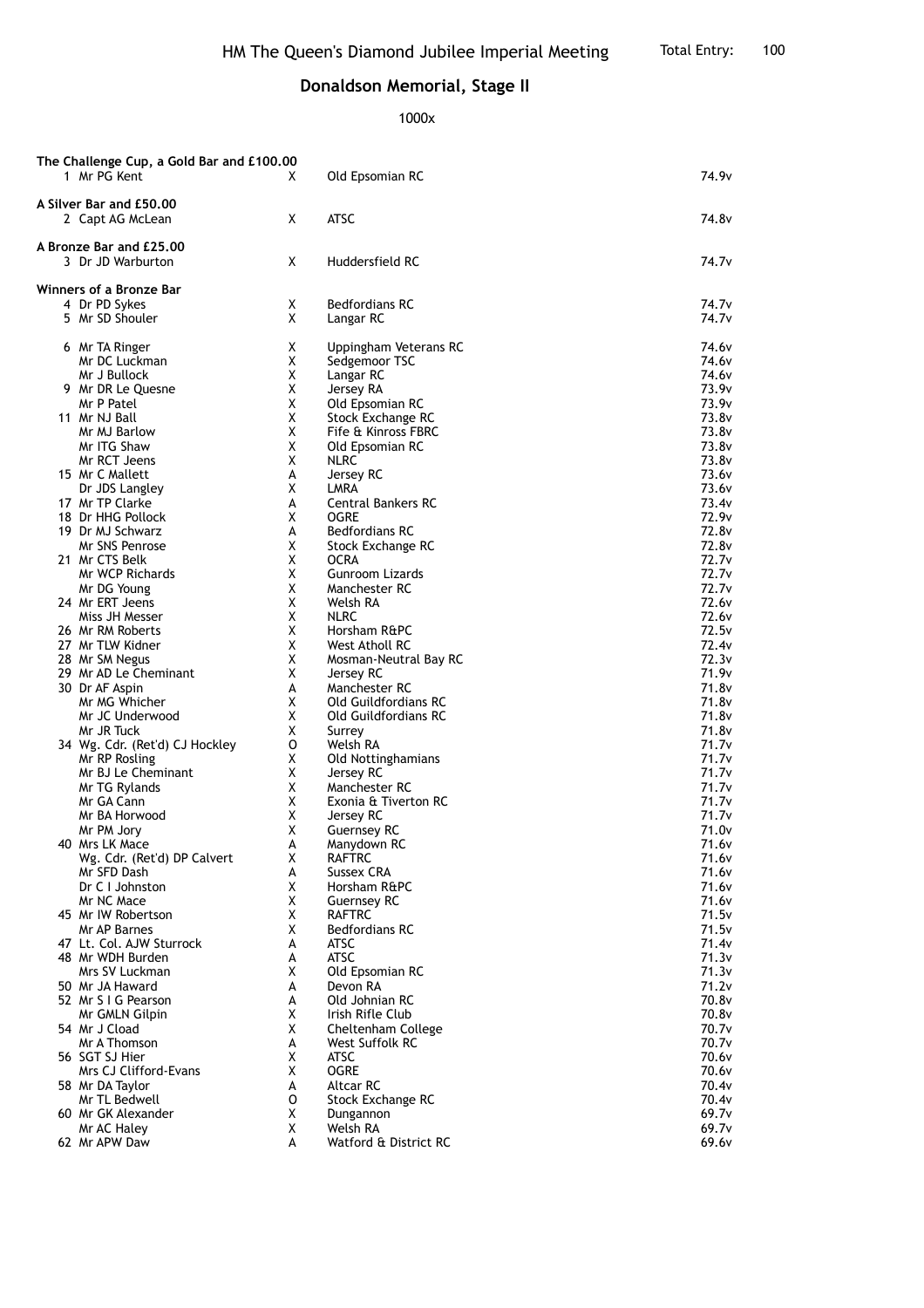HM The Queen's Diamond Jubilee Imperial Meeting

Total Entry: 100

## Donaldson Memorial, Stage II

1000x

**The Challenge Cup, a Gold Bar and £100.00**

| Pos | Name | Class | Club | Score |
|---|---|---|---|---|
| 1 | Mr PG Kent | X | Old Epsomian RC | 74.9v |

**A Silver Bar and £50.00**

| Pos | Name | Class | Club | Score |
|---|---|---|---|---|
| 2 | Capt AG McLean | X | ATSC | 74.8v |

**A Bronze Bar and £25.00**

| Pos | Name | Class | Club | Score |
|---|---|---|---|---|
| 3 | Dr JD Warburton | X | Huddersfield RC | 74.7v |

**Winners of a Bronze Bar**

| Pos | Name | Class | Club | Score |
|---|---|---|---|---|
| 4 | Dr PD Sykes | X | Bedfordians RC | 74.7v |
| 5 | Mr SD Shouler | X | Langar RC | 74.7v |
| 6 | Mr TA Ringer | X | Uppingham Veterans RC | 74.6v |
| | Mr DC Luckman | X | Sedgemoor TSC | 74.6v |
| | Mr J Bullock | X | Langar RC | 74.6v |
| 9 | Mr DR Le Quesne | X | Jersey RA | 73.9v |
| | Mr P Patel | X | Old Epsomian RC | 73.9v |
| 11 | Mr NJ Ball | X | Stock Exchange RC | 73.8v |
| | Mr MJ Barlow | X | Fife & Kinross FBRC | 73.8v |
| | Mr ITG Shaw | X | Old Epsomian RC | 73.8v |
| | Mr RCT Jeens | X | NLRC | 73.8v |
| 15 | Mr C Mallett | A | Jersey RC | 73.6v |
| | Dr JDS Langley | X | LMRA | 73.6v |
| 17 | Mr TP Clarke | A | Central Bankers RC | 73.4v |
| 18 | Dr HHG Pollock | X | OGRE | 72.9v |
| 19 | Dr MJ Schwarz | A | Bedfordians RC | 72.8v |
| | Mr SNS Penrose | X | Stock Exchange RC | 72.8v |
| 21 | Mr CTS Belk | X | OCRA | 72.7v |
| | Mr WCP Richards | X | Gunroom Lizards | 72.7v |
| | Mr DG Young | X | Manchester RC | 72.7v |
| 24 | Mr ERT Jeens | X | Welsh RA | 72.6v |
| | Miss JH Messer | X | NLRC | 72.6v |
| 26 | Mr RM Roberts | X | Horsham R&PC | 72.5v |
| 27 | Mr TLW Kidner | X | West Atholl RC | 72.4v |
| 28 | Mr SM Negus | X | Mosman-Neutral Bay RC | 72.3v |
| 29 | Mr AD Le Cheminant | X | Jersey RC | 71.9v |
| 30 | Dr AF Aspin | A | Manchester RC | 71.8v |
| | Mr MG Whicher | X | Old Guildfordians RC | 71.8v |
| | Mr JC Underwood | X | Old Guildfordians RC | 71.8v |
| | Mr JR Tuck | X | Surrey | 71.8v |
| 34 | Wg. Cdr. (Ret'd) CJ Hockley | O | Welsh RA | 71.7v |
| | Mr RP Rosling | X | Old Nottinghamians | 71.7v |
| | Mr BJ Le Cheminant | X | Jersey RC | 71.7v |
| | Mr TG Rylands | X | Manchester RC | 71.7v |
| | Mr GA Cann | X | Exonia & Tiverton RC | 71.7v |
| | Mr BA Horwood | X | Jersey RC | 71.7v |
| | Mr PM Jory | X | Guernsey RC | 71.0v |
| 40 | Mrs LK Mace | A | Manydown RC | 71.6v |
| | Wg. Cdr. (Ret'd) DP Calvert | X | RAFTRC | 71.6v |
| | Mr SFD Dash | A | Sussex CRA | 71.6v |
| | Dr C I Johnston | X | Horsham R&PC | 71.6v |
| | Mr NC Mace | X | Guernsey RC | 71.6v |
| 45 | Mr IW Robertson | X | RAFTRC | 71.5v |
| | Mr AP Barnes | X | Bedfordians RC | 71.5v |
| 47 | Lt. Col. AJW Sturrock | A | ATSC | 71.4v |
| 48 | Mr WDH Burden | A | ATSC | 71.3v |
| | Mrs SV Luckman | X | Old Epsomian RC | 71.3v |
| 50 | Mr JA Haward | A | Devon RA | 71.2v |
| 52 | Mr S I G Pearson | A | Old Johnian RC | 70.8v |
| | Mr GMLN Gilpin | X | Irish Rifle Club | 70.8v |
| 54 | Mr J Cload | X | Cheltenham College | 70.7v |
| | Mr A Thomson | A | West Suffolk RC | 70.7v |
| 56 | SGT SJ Hier | X | ATSC | 70.6v |
| | Mrs CJ Clifford-Evans | X | OGRE | 70.6v |
| 58 | Mr DA Taylor | A | Altcar RC | 70.4v |
| | Mr TL Bedwell | O | Stock Exchange RC | 70.4v |
| 60 | Mr GK Alexander | X | Dungannon | 69.7v |
| | Mr AC Haley | X | Welsh RA | 69.7v |
| 62 | Mr APW Daw | A | Watford & District RC | 69.6v |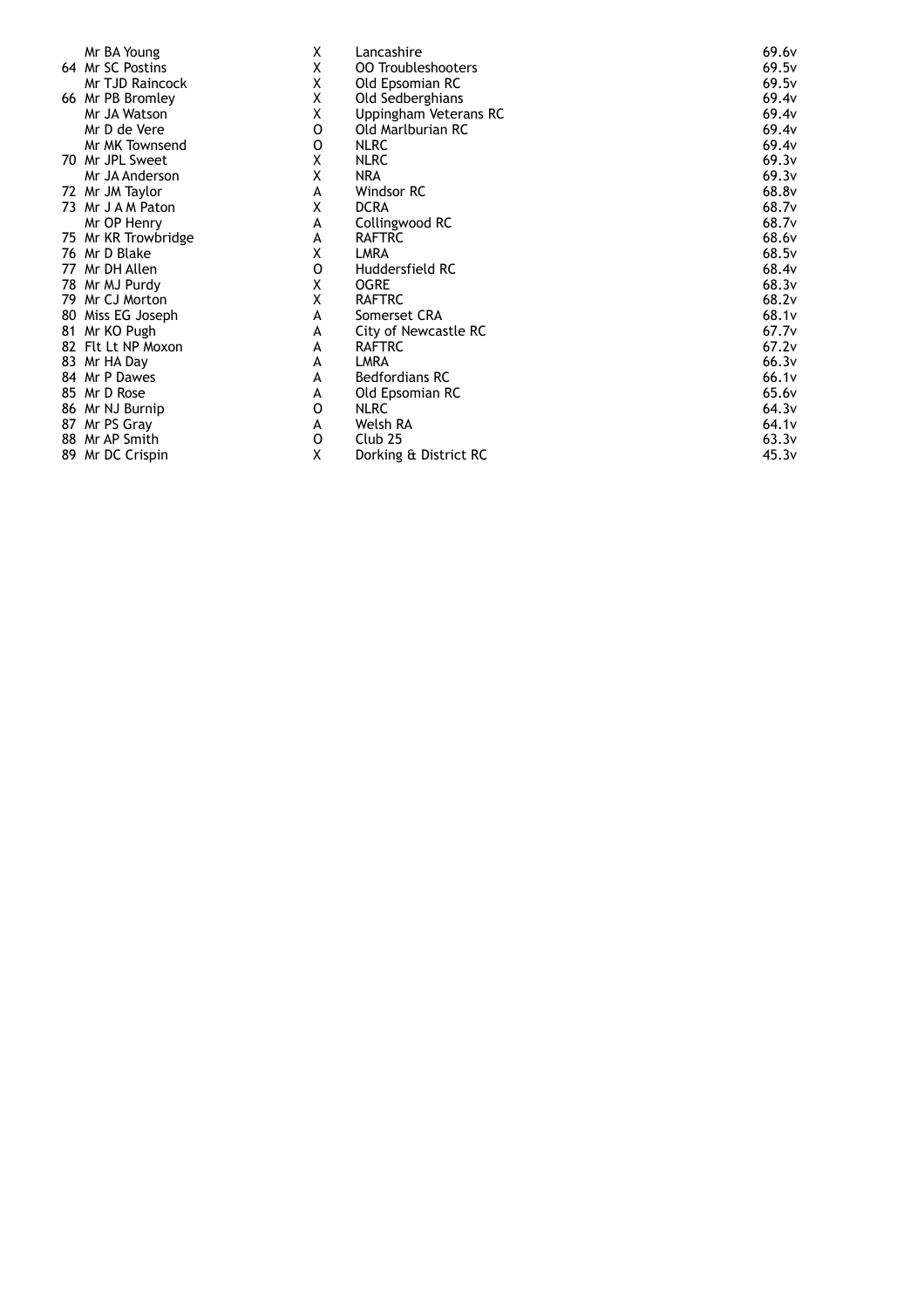| | | | | |
|---|---|---|---|---|
| | Mr BA Young | X | Lancashire | 69.6v |
| 64 | Mr SC Postins | X | OO Troubleshooters | 69.5v |
| | Mr TJD Raincock | X | Old Epsomian RC | 69.5v |
| 66 | Mr PB Bromley | X | Old Sedberghians | 69.4v |
| | Mr JA Watson | X | Uppingham Veterans RC | 69.4v |
| | Mr D de Vere | O | Old Marlburian RC | 69.4v |
| | Mr MK Townsend | O | NLRC | 69.4v |
| 70 | Mr JPL Sweet | X | NLRC | 69.3v |
| | Mr JA Anderson | X | NRA | 69.3v |
| 72 | Mr JM Taylor | A | Windsor RC | 68.8v |
| 73 | Mr J A M Paton | X | DCRA | 68.7v |
| | Mr OP Henry | A | Collingwood RC | 68.7v |
| 75 | Mr KR Trowbridge | A | RAFTRC | 68.6v |
| 76 | Mr D Blake | X | LMRA | 68.5v |
| 77 | Mr DH Allen | O | Huddersfield RC | 68.4v |
| 78 | Mr MJ Purdy | X | OGRE | 68.3v |
| 79 | Mr CJ Morton | X | RAFTRC | 68.2v |
| 80 | Miss EG Joseph | A | Somerset CRA | 68.1v |
| 81 | Mr KO Pugh | A | City of Newcastle RC | 67.7v |
| 82 | Flt Lt NP Moxon | A | RAFTRC | 67.2v |
| 83 | Mr HA Day | A | LMRA | 66.3v |
| 84 | Mr P Dawes | A | Bedfordians RC | 66.1v |
| 85 | Mr D Rose | A | Old Epsomian RC | 65.6v |
| 86 | Mr NJ Burnip | O | NLRC | 64.3v |
| 87 | Mr PS Gray | A | Welsh RA | 64.1v |
| 88 | Mr AP Smith | O | Club 25 | 63.3v |
| 89 | Mr DC Crispin | X | Dorking & District RC | 45.3v |